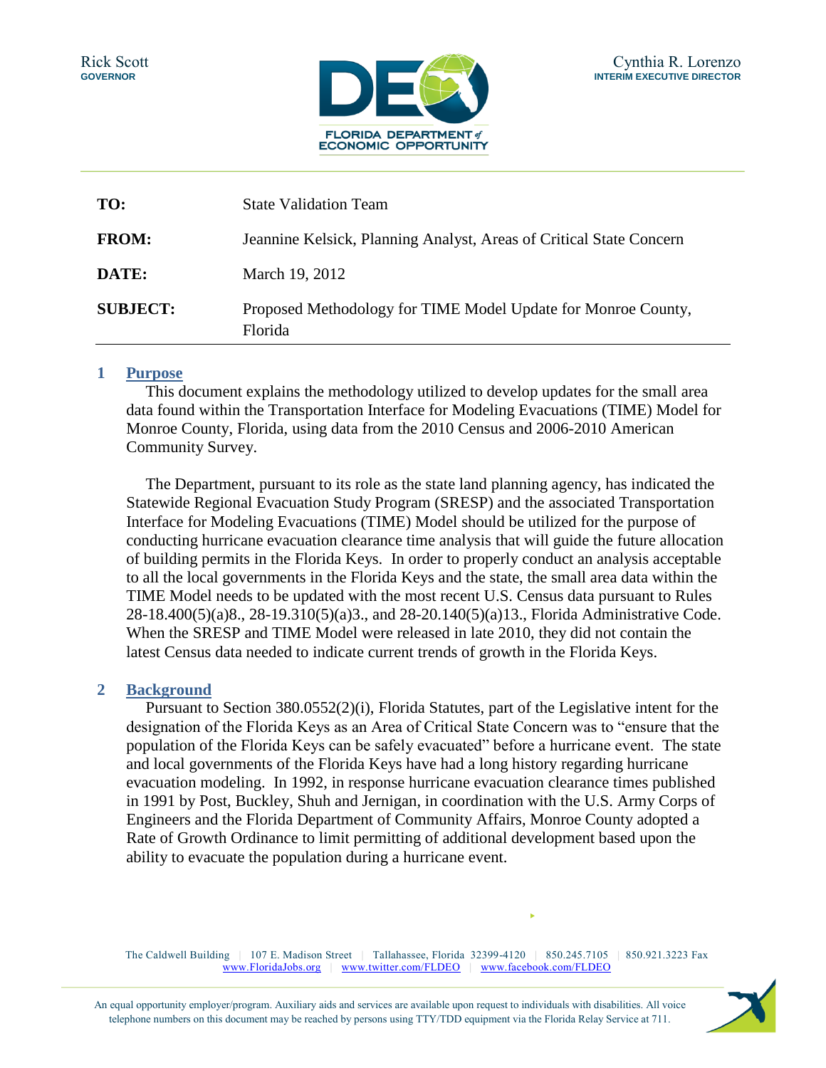Rick Scott
**GOVERNOR**

FLORIDA DEPARTMENT of ECONOMIC OPPORTUNITY

Cynthia R. Lorenzo
**INTERIM EXECUTIVE DIRECTOR**

| | |
|---|---|
| **TO:** | State Validation Team |
| **FROM:** | Jeannine Kelsick, Planning Analyst, Areas of Critical State Concern |
| **DATE:** | March 19, 2012 |
| **SUBJECT:** | Proposed Methodology for TIME Model Update for Monroe County, Florida |

## 1 Purpose

This document explains the methodology utilized to develop updates for the small area data found within the Transportation Interface for Modeling Evacuations (TIME) Model for Monroe County, Florida, using data from the 2010 Census and 2006-2010 American Community Survey.

The Department, pursuant to its role as the state land planning agency, has indicated the Statewide Regional Evacuation Study Program (SRESP) and the associated Transportation Interface for Modeling Evacuations (TIME) Model should be utilized for the purpose of conducting hurricane evacuation clearance time analysis that will guide the future allocation of building permits in the Florida Keys. In order to properly conduct an analysis acceptable to all the local governments in the Florida Keys and the state, the small area data within the TIME Model needs to be updated with the most recent U.S. Census data pursuant to Rules 28-18.400(5)(a)8., 28-19.310(5)(a)3., and 28-20.140(5)(a)13., Florida Administrative Code. When the SRESP and TIME Model were released in late 2010, they did not contain the latest Census data needed to indicate current trends of growth in the Florida Keys.

## 2 Background

Pursuant to Section 380.0552(2)(i), Florida Statutes, part of the Legislative intent for the designation of the Florida Keys as an Area of Critical State Concern was to "ensure that the population of the Florida Keys can be safely evacuated" before a hurricane event. The state and local governments of the Florida Keys have had a long history regarding hurricane evacuation modeling. In 1992, in response hurricane evacuation clearance times published in 1991 by Post, Buckley, Shuh and Jernigan, in coordination with the U.S. Army Corps of Engineers and the Florida Department of Community Affairs, Monroe County adopted a Rate of Growth Ordinance to limit permitting of additional development based upon the ability to evacuate the population during a hurricane event.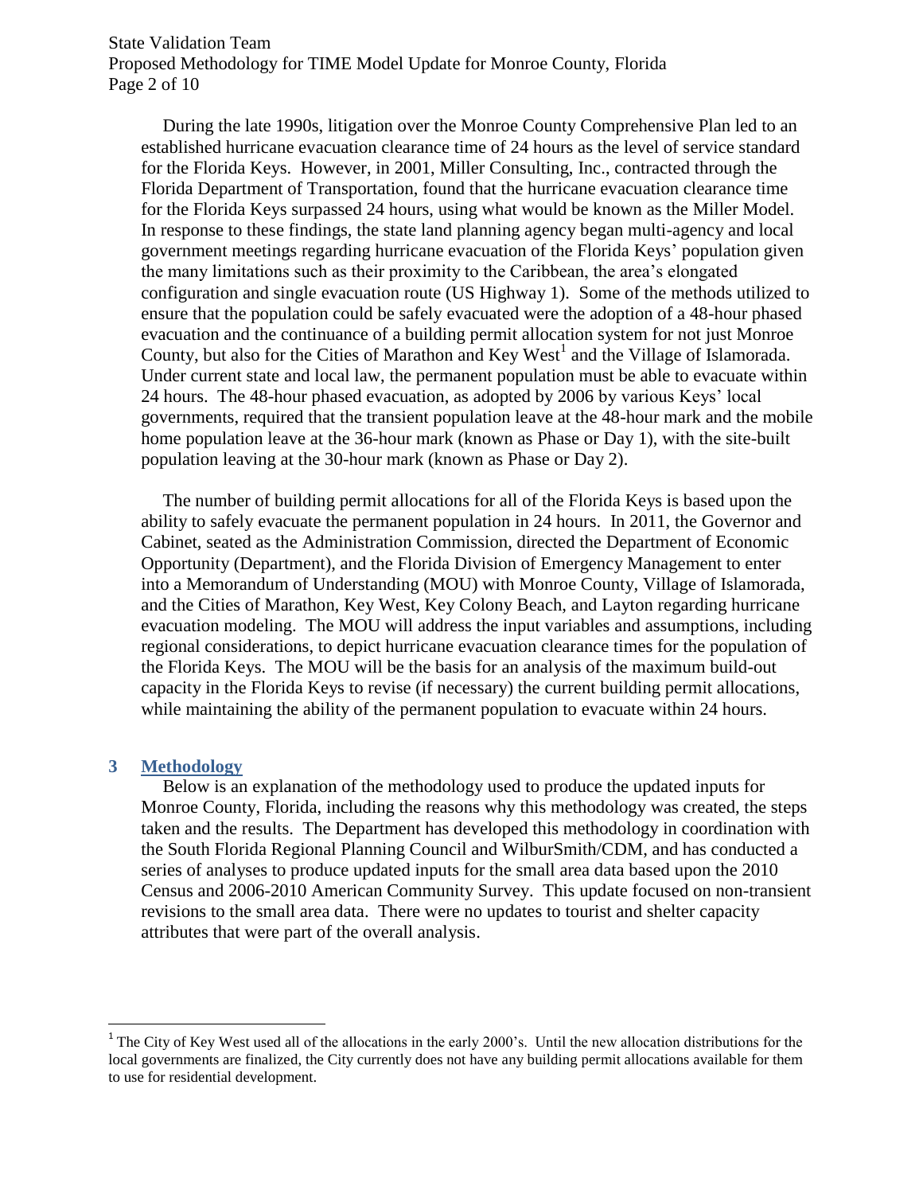During the late 1990s, litigation over the Monroe County Comprehensive Plan led to an established hurricane evacuation clearance time of 24 hours as the level of service standard for the Florida Keys. However, in 2001, Miller Consulting, Inc., contracted through the Florida Department of Transportation, found that the hurricane evacuation clearance time for the Florida Keys surpassed 24 hours, using what would be known as the Miller Model. In response to these findings, the state land planning agency began multi-agency and local government meetings regarding hurricane evacuation of the Florida Keys' population given the many limitations such as their proximity to the Caribbean, the area's elongated configuration and single evacuation route (US Highway 1). Some of the methods utilized to ensure that the population could be safely evacuated were the adoption of a 48-hour phased evacuation and the continuance of a building permit allocation system for not just Monroe County, but also for the Cities of Marathon and Key West[1] and the Village of Islamorada. Under current state and local law, the permanent population must be able to evacuate within 24 hours. The 48-hour phased evacuation, as adopted by 2006 by various Keys' local governments, required that the transient population leave at the 48-hour mark and the mobile home population leave at the 36-hour mark (known as Phase or Day 1), with the site-built population leaving at the 30-hour mark (known as Phase or Day 2).

The number of building permit allocations for all of the Florida Keys is based upon the ability to safely evacuate the permanent population in 24 hours. In 2011, the Governor and Cabinet, seated as the Administration Commission, directed the Department of Economic Opportunity (Department), and the Florida Division of Emergency Management to enter into a Memorandum of Understanding (MOU) with Monroe County, Village of Islamorada, and the Cities of Marathon, Key West, Key Colony Beach, and Layton regarding hurricane evacuation modeling. The MOU will address the input variables and assumptions, including regional considerations, to depict hurricane evacuation clearance times for the population of the Florida Keys. The MOU will be the basis for an analysis of the maximum build-out capacity in the Florida Keys to revise (if necessary) the current building permit allocations, while maintaining the ability of the permanent population to evacuate within 24 hours.

## 3 Methodology

Below is an explanation of the methodology used to produce the updated inputs for Monroe County, Florida, including the reasons why this methodology was created, the steps taken and the results. The Department has developed this methodology in coordination with the South Florida Regional Planning Council and WilburSmith/CDM, and has conducted a series of analyses to produce updated inputs for the small area data based upon the 2010 Census and 2006-2010 American Community Survey. This update focused on non-transient revisions to the small area data. There were no updates to tourist and shelter capacity attributes that were part of the overall analysis.

---

[1] The City of Key West used all of the allocations in the early 2000's. Until the new allocation distributions for the local governments are finalized, the City currently does not have any building permit allocations available for them to use for residential development.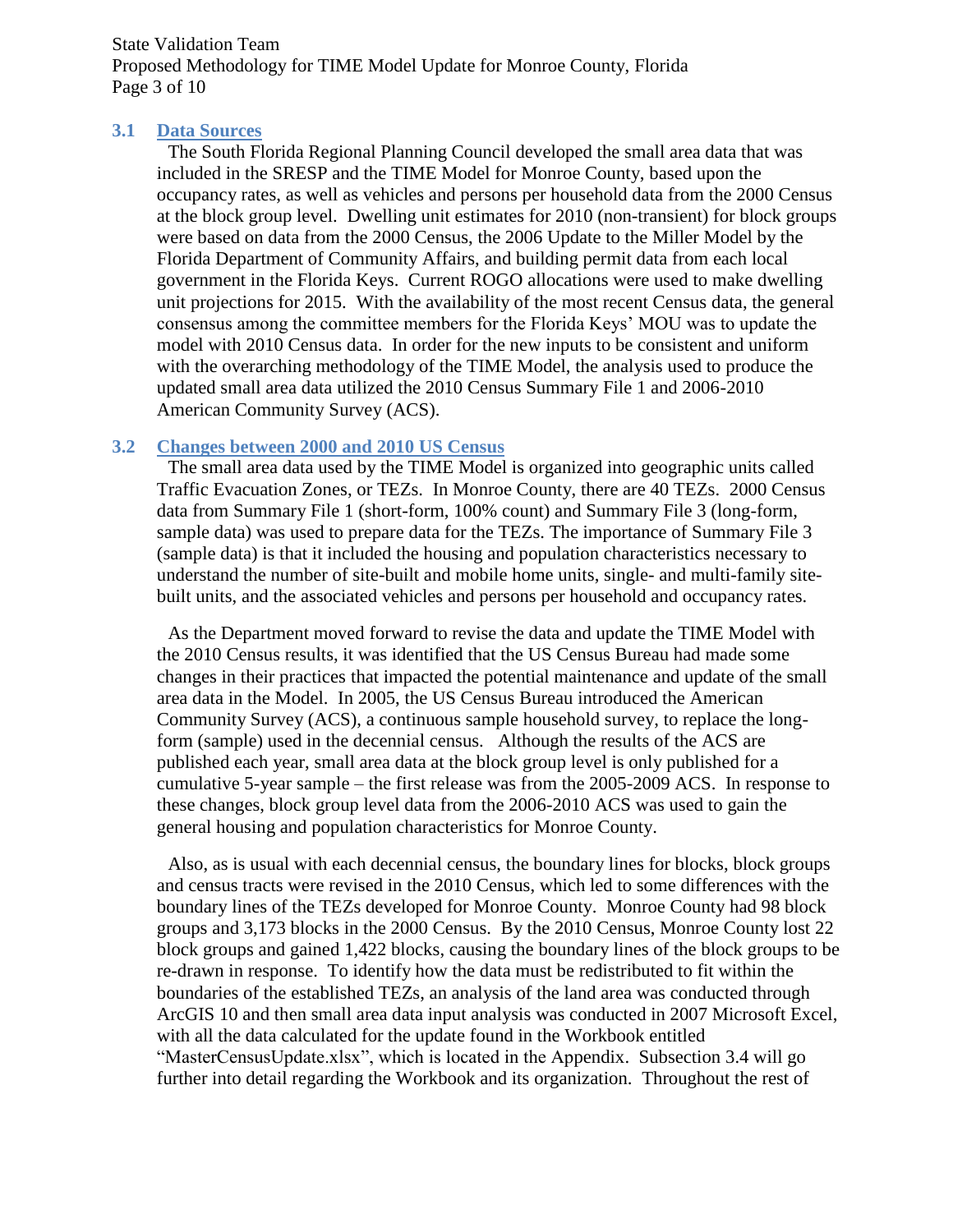### 3.1 Data Sources

The South Florida Regional Planning Council developed the small area data that was included in the SRESP and the TIME Model for Monroe County, based upon the occupancy rates, as well as vehicles and persons per household data from the 2000 Census at the block group level. Dwelling unit estimates for 2010 (non-transient) for block groups were based on data from the 2000 Census, the 2006 Update to the Miller Model by the Florida Department of Community Affairs, and building permit data from each local government in the Florida Keys. Current ROGO allocations were used to make dwelling unit projections for 2015. With the availability of the most recent Census data, the general consensus among the committee members for the Florida Keys' MOU was to update the model with 2010 Census data. In order for the new inputs to be consistent and uniform with the overarching methodology of the TIME Model, the analysis used to produce the updated small area data utilized the 2010 Census Summary File 1 and 2006-2010 American Community Survey (ACS).

### 3.2 Changes between 2000 and 2010 US Census

The small area data used by the TIME Model is organized into geographic units called Traffic Evacuation Zones, or TEZs. In Monroe County, there are 40 TEZs. 2000 Census data from Summary File 1 (short-form, 100% count) and Summary File 3 (long-form, sample data) was used to prepare data for the TEZs. The importance of Summary File 3 (sample data) is that it included the housing and population characteristics necessary to understand the number of site-built and mobile home units, single- and multi-family site-built units, and the associated vehicles and persons per household and occupancy rates.

As the Department moved forward to revise the data and update the TIME Model with the 2010 Census results, it was identified that the US Census Bureau had made some changes in their practices that impacted the potential maintenance and update of the small area data in the Model. In 2005, the US Census Bureau introduced the American Community Survey (ACS), a continuous sample household survey, to replace the long-form (sample) used in the decennial census. Although the results of the ACS are published each year, small area data at the block group level is only published for a cumulative 5-year sample – the first release was from the 2005-2009 ACS. In response to these changes, block group level data from the 2006-2010 ACS was used to gain the general housing and population characteristics for Monroe County.

Also, as is usual with each decennial census, the boundary lines for blocks, block groups and census tracts were revised in the 2010 Census, which led to some differences with the boundary lines of the TEZs developed for Monroe County. Monroe County had 98 block groups and 3,173 blocks in the 2000 Census. By the 2010 Census, Monroe County lost 22 block groups and gained 1,422 blocks, causing the boundary lines of the block groups to be re-drawn in response. To identify how the data must be redistributed to fit within the boundaries of the established TEZs, an analysis of the land area was conducted through ArcGIS 10 and then small area data input analysis was conducted in 2007 Microsoft Excel, with all the data calculated for the update found in the Workbook entitled "MasterCensusUpdate.xlsx", which is located in the Appendix. Subsection 3.4 will go further into detail regarding the Workbook and its organization. Throughout the rest of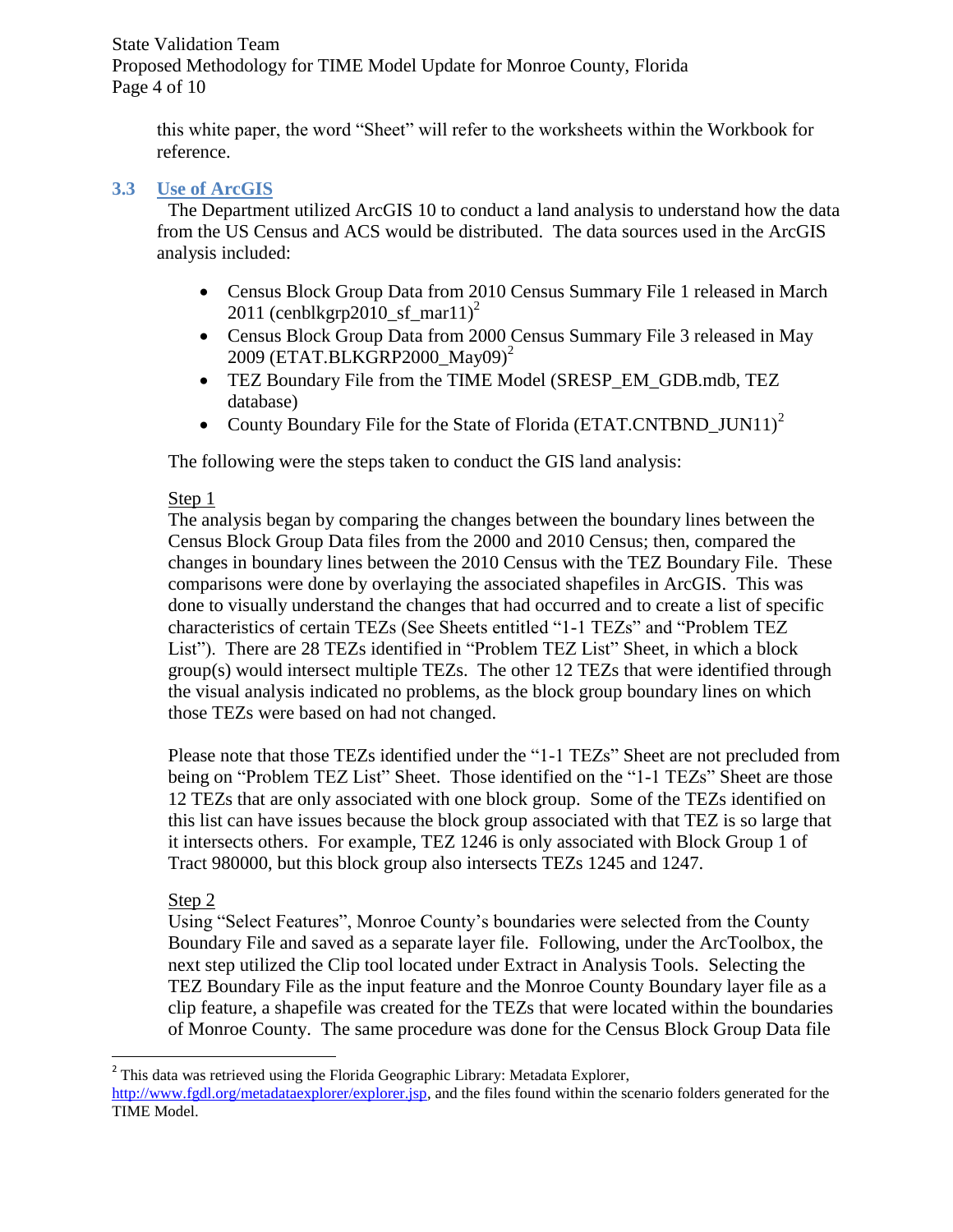this white paper, the word "Sheet" will refer to the worksheets within the Workbook for reference.

### 3.3 Use of ArcGIS

The Department utilized ArcGIS 10 to conduct a land analysis to understand how the data from the US Census and ACS would be distributed. The data sources used in the ArcGIS analysis included:

- Census Block Group Data from 2010 Census Summary File 1 released in March 2011 (cenblkgrp2010_sf_mar11)[2]
- Census Block Group Data from 2000 Census Summary File 3 released in May 2009 (ETAT.BLKGRP2000_May09)[2]
- TEZ Boundary File from the TIME Model (SRESP_EM_GDB.mdb, TEZ database)
- County Boundary File for the State of Florida (ETAT.CNTBND_JUN11)[2]

The following were the steps taken to conduct the GIS land analysis:

Step 1

The analysis began by comparing the changes between the boundary lines between the Census Block Group Data files from the 2000 and 2010 Census; then, compared the changes in boundary lines between the 2010 Census with the TEZ Boundary File. These comparisons were done by overlaying the associated shapefiles in ArcGIS. This was done to visually understand the changes that had occurred and to create a list of specific characteristics of certain TEZs (See Sheets entitled "1-1 TEZs" and "Problem TEZ List"). There are 28 TEZs identified in "Problem TEZ List" Sheet, in which a block group(s) would intersect multiple TEZs. The other 12 TEZs that were identified through the visual analysis indicated no problems, as the block group boundary lines on which those TEZs were based on had not changed.

Please note that those TEZs identified under the "1-1 TEZs" Sheet are not precluded from being on "Problem TEZ List" Sheet. Those identified on the "1-1 TEZs" Sheet are those 12 TEZs that are only associated with one block group. Some of the TEZs identified on this list can have issues because the block group associated with that TEZ is so large that it intersects others. For example, TEZ 1246 is only associated with Block Group 1 of Tract 980000, but this block group also intersects TEZs 1245 and 1247.

Step 2

Using "Select Features", Monroe County's boundaries were selected from the County Boundary File and saved as a separate layer file. Following, under the ArcToolbox, the next step utilized the Clip tool located under Extract in Analysis Tools. Selecting the TEZ Boundary File as the input feature and the Monroe County Boundary layer file as a clip feature, a shapefile was created for the TEZs that were located within the boundaries of Monroe County. The same procedure was done for the Census Block Group Data file

---

[2] This data was retrieved using the Florida Geographic Library: Metadata Explorer, http://www.fgdl.org/metadataexplorer/explorer.jsp, and the files found within the scenario folders generated for the TIME Model.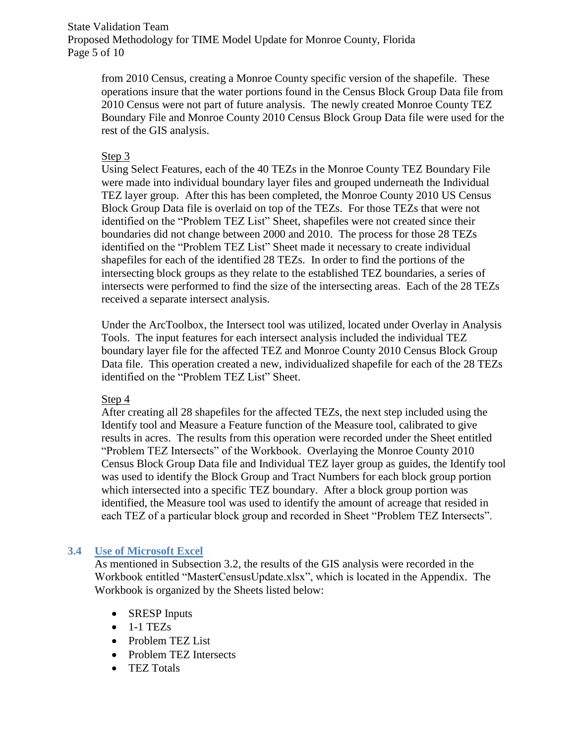from 2010 Census, creating a Monroe County specific version of the shapefile. These operations insure that the water portions found in the Census Block Group Data file from 2010 Census were not part of future analysis. The newly created Monroe County TEZ Boundary File and Monroe County 2010 Census Block Group Data file were used for the rest of the GIS analysis.

Step 3

Using Select Features, each of the 40 TEZs in the Monroe County TEZ Boundary File were made into individual boundary layer files and grouped underneath the Individual TEZ layer group. After this has been completed, the Monroe County 2010 US Census Block Group Data file is overlaid on top of the TEZs. For those TEZs that were not identified on the "Problem TEZ List" Sheet, shapefiles were not created since their boundaries did not change between 2000 and 2010. The process for those 28 TEZs identified on the "Problem TEZ List" Sheet made it necessary to create individual shapefiles for each of the identified 28 TEZs. In order to find the portions of the intersecting block groups as they relate to the established TEZ boundaries, a series of intersects were performed to find the size of the intersecting areas. Each of the 28 TEZs received a separate intersect analysis.

Under the ArcToolbox, the Intersect tool was utilized, located under Overlay in Analysis Tools. The input features for each intersect analysis included the individual TEZ boundary layer file for the affected TEZ and Monroe County 2010 Census Block Group Data file. This operation created a new, individualized shapefile for each of the 28 TEZs identified on the "Problem TEZ List" Sheet.

Step 4

After creating all 28 shapefiles for the affected TEZs, the next step included using the Identify tool and Measure a Feature function of the Measure tool, calibrated to give results in acres. The results from this operation were recorded under the Sheet entitled "Problem TEZ Intersects" of the Workbook. Overlaying the Monroe County 2010 Census Block Group Data file and Individual TEZ layer group as guides, the Identify tool was used to identify the Block Group and Tract Numbers for each block group portion which intersected into a specific TEZ boundary. After a block group portion was identified, the Measure tool was used to identify the amount of acreage that resided in each TEZ of a particular block group and recorded in Sheet "Problem TEZ Intersects".

### 3.4 Use of Microsoft Excel

As mentioned in Subsection 3.2, the results of the GIS analysis were recorded in the Workbook entitled "MasterCensusUpdate.xlsx", which is located in the Appendix. The Workbook is organized by the Sheets listed below:

- SRESP Inputs
- 1-1 TEZs
- Problem TEZ List
- Problem TEZ Intersects
- TEZ Totals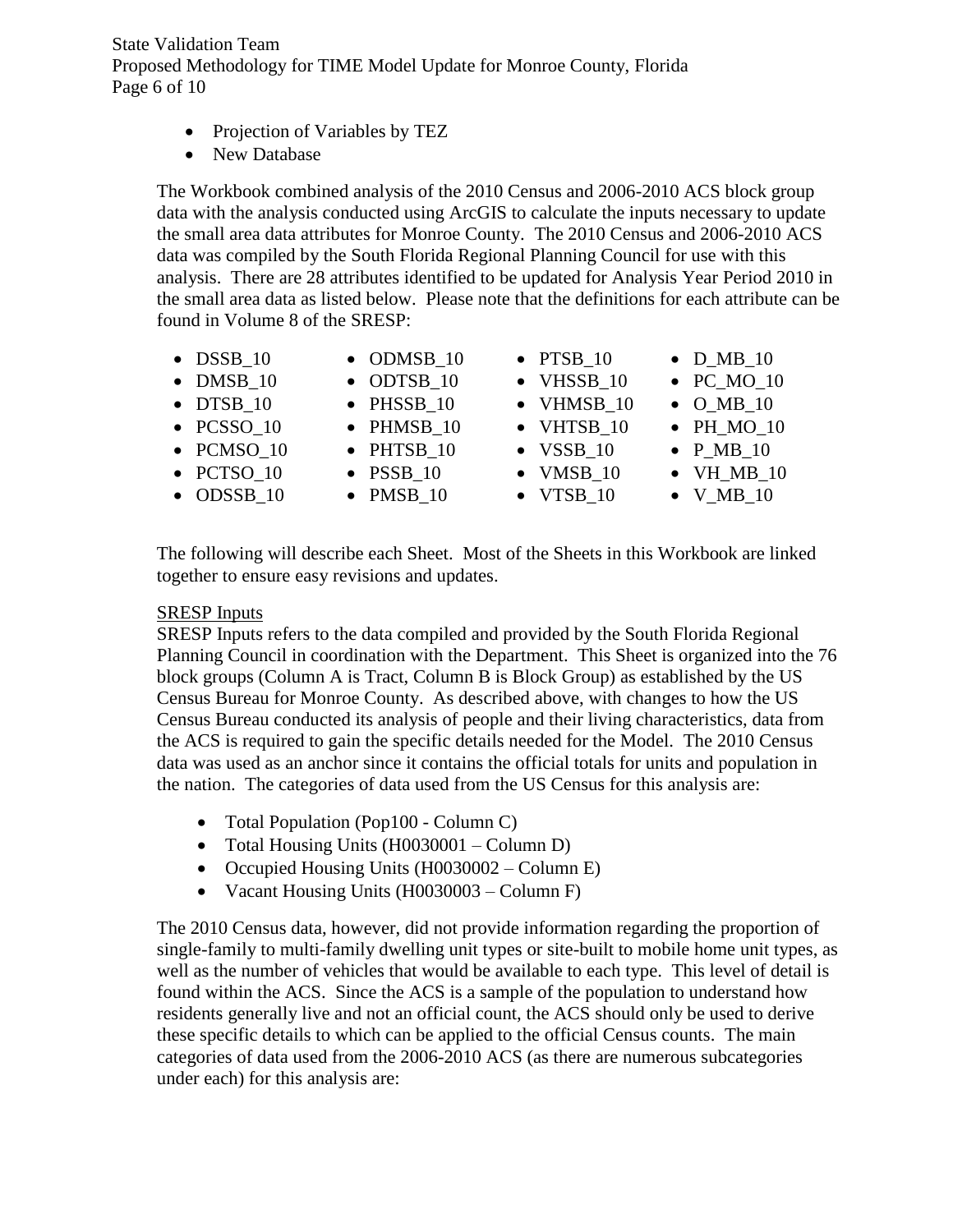- Projection of Variables by TEZ
- New Database

The Workbook combined analysis of the 2010 Census and 2006-2010 ACS block group data with the analysis conducted using ArcGIS to calculate the inputs necessary to update the small area data attributes for Monroe County. The 2010 Census and 2006-2010 ACS data was compiled by the South Florida Regional Planning Council for use with this analysis. There are 28 attributes identified to be updated for Analysis Year Period 2010 in the small area data as listed below. Please note that the definitions for each attribute can be found in Volume 8 of the SRESP:

- DSSB_10
- DMSB_10
- DTSB_10
- PCSSO_10
- PCMSO_10
- PCTSO_10
- ODSSB_10
- ODMSB_10
- ODTSB_10
- PHSSB_10
- PHMSB_10
- PHTSB_10
- PSSB_10
- PMSB_10
- PTSB_10
- VHSSB_10
- VHMSB_10
- VHTSB_10
- VSSB_10
- VMSB_10
- VTSB_10
- D_MB_10
- PC_MO_10
- O_MB_10
- PH_MO_10
- P_MB_10
- VH_MB_10
- V_MB_10

The following will describe each Sheet. Most of the Sheets in this Workbook are linked together to ensure easy revisions and updates.

<u>SRESP Inputs</u>

SRESP Inputs refers to the data compiled and provided by the South Florida Regional Planning Council in coordination with the Department. This Sheet is organized into the 76 block groups (Column A is Tract, Column B is Block Group) as established by the US Census Bureau for Monroe County. As described above, with changes to how the US Census Bureau conducted its analysis of people and their living characteristics, data from the ACS is required to gain the specific details needed for the Model. The 2010 Census data was used as an anchor since it contains the official totals for units and population in the nation. The categories of data used from the US Census for this analysis are:

- Total Population (Pop100 - Column C)
- Total Housing Units (H0030001 – Column D)
- Occupied Housing Units (H0030002 – Column E)
- Vacant Housing Units (H0030003 – Column F)

The 2010 Census data, however, did not provide information regarding the proportion of single-family to multi-family dwelling unit types or site-built to mobile home unit types, as well as the number of vehicles that would be available to each type. This level of detail is found within the ACS. Since the ACS is a sample of the population to understand how residents generally live and not an official count, the ACS should only be used to derive these specific details to which can be applied to the official Census counts. The main categories of data used from the 2006-2010 ACS (as there are numerous subcategories under each) for this analysis are: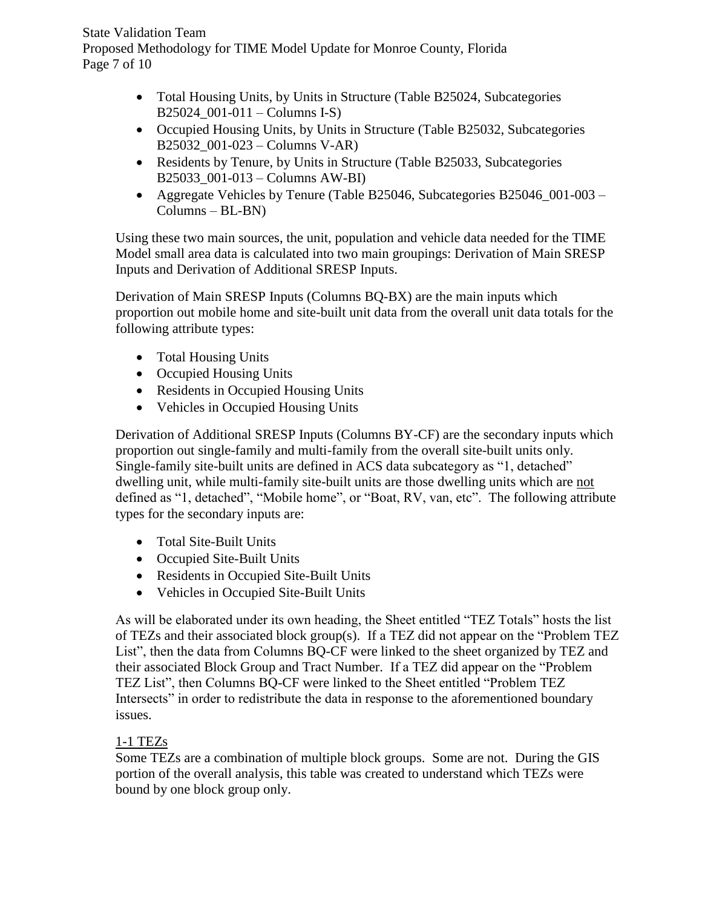- Total Housing Units, by Units in Structure (Table B25024, Subcategories B25024_001-011 – Columns I-S)
- Occupied Housing Units, by Units in Structure (Table B25032, Subcategories B25032_001-023 – Columns V-AR)
- Residents by Tenure, by Units in Structure (Table B25033, Subcategories B25033_001-013 – Columns AW-BI)
- Aggregate Vehicles by Tenure (Table B25046, Subcategories B25046_001-003 – Columns – BL-BN)

Using these two main sources, the unit, population and vehicle data needed for the TIME Model small area data is calculated into two main groupings: Derivation of Main SRESP Inputs and Derivation of Additional SRESP Inputs.

Derivation of Main SRESP Inputs (Columns BQ-BX) are the main inputs which proportion out mobile home and site-built unit data from the overall unit data totals for the following attribute types:

- Total Housing Units
- Occupied Housing Units
- Residents in Occupied Housing Units
- Vehicles in Occupied Housing Units

Derivation of Additional SRESP Inputs (Columns BY-CF) are the secondary inputs which proportion out single-family and multi-family from the overall site-built units only. Single-family site-built units are defined in ACS data subcategory as "1, detached" dwelling unit, while multi-family site-built units are those dwelling units which are <u>not</u> defined as "1, detached", "Mobile home", or "Boat, RV, van, etc". The following attribute types for the secondary inputs are:

- Total Site-Built Units
- Occupied Site-Built Units
- Residents in Occupied Site-Built Units
- Vehicles in Occupied Site-Built Units

As will be elaborated under its own heading, the Sheet entitled "TEZ Totals" hosts the list of TEZs and their associated block group(s). If a TEZ did not appear on the "Problem TEZ List", then the data from Columns BQ-CF were linked to the sheet organized by TEZ and their associated Block Group and Tract Number. If a TEZ did appear on the "Problem TEZ List", then Columns BQ-CF were linked to the Sheet entitled "Problem TEZ Intersects" in order to redistribute the data in response to the aforementioned boundary issues.

<u>1-1 TEZs</u>

Some TEZs are a combination of multiple block groups. Some are not. During the GIS portion of the overall analysis, this table was created to understand which TEZs were bound by one block group only.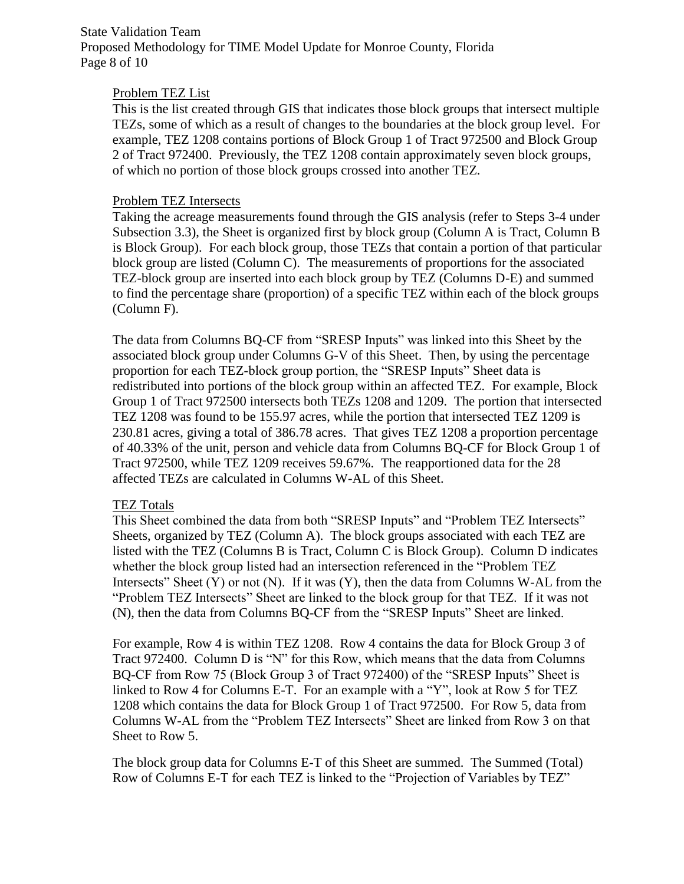Problem TEZ List

This is the list created through GIS that indicates those block groups that intersect multiple TEZs, some of which as a result of changes to the boundaries at the block group level. For example, TEZ 1208 contains portions of Block Group 1 of Tract 972500 and Block Group 2 of Tract 972400. Previously, the TEZ 1208 contain approximately seven block groups, of which no portion of those block groups crossed into another TEZ.

Problem TEZ Intersects

Taking the acreage measurements found through the GIS analysis (refer to Steps 3-4 under Subsection 3.3), the Sheet is organized first by block group (Column A is Tract, Column B is Block Group). For each block group, those TEZs that contain a portion of that particular block group are listed (Column C). The measurements of proportions for the associated TEZ-block group are inserted into each block group by TEZ (Columns D-E) and summed to find the percentage share (proportion) of a specific TEZ within each of the block groups (Column F).

The data from Columns BQ-CF from "SRESP Inputs" was linked into this Sheet by the associated block group under Columns G-V of this Sheet. Then, by using the percentage proportion for each TEZ-block group portion, the "SRESP Inputs" Sheet data is redistributed into portions of the block group within an affected TEZ. For example, Block Group 1 of Tract 972500 intersects both TEZs 1208 and 1209. The portion that intersected TEZ 1208 was found to be 155.97 acres, while the portion that intersected TEZ 1209 is 230.81 acres, giving a total of 386.78 acres. That gives TEZ 1208 a proportion percentage of 40.33% of the unit, person and vehicle data from Columns BQ-CF for Block Group 1 of Tract 972500, while TEZ 1209 receives 59.67%. The reapportioned data for the 28 affected TEZs are calculated in Columns W-AL of this Sheet.

TEZ Totals

This Sheet combined the data from both "SRESP Inputs" and "Problem TEZ Intersects" Sheets, organized by TEZ (Column A). The block groups associated with each TEZ are listed with the TEZ (Columns B is Tract, Column C is Block Group). Column D indicates whether the block group listed had an intersection referenced in the "Problem TEZ Intersects" Sheet (Y) or not (N). If it was (Y), then the data from Columns W-AL from the "Problem TEZ Intersects" Sheet are linked to the block group for that TEZ. If it was not (N), then the data from Columns BQ-CF from the "SRESP Inputs" Sheet are linked.

For example, Row 4 is within TEZ 1208. Row 4 contains the data for Block Group 3 of Tract 972400. Column D is "N" for this Row, which means that the data from Columns BQ-CF from Row 75 (Block Group 3 of Tract 972400) of the "SRESP Inputs" Sheet is linked to Row 4 for Columns E-T. For an example with a "Y", look at Row 5 for TEZ 1208 which contains the data for Block Group 1 of Tract 972500. For Row 5, data from Columns W-AL from the "Problem TEZ Intersects" Sheet are linked from Row 3 on that Sheet to Row 5.

The block group data for Columns E-T of this Sheet are summed. The Summed (Total) Row of Columns E-T for each TEZ is linked to the "Projection of Variables by TEZ"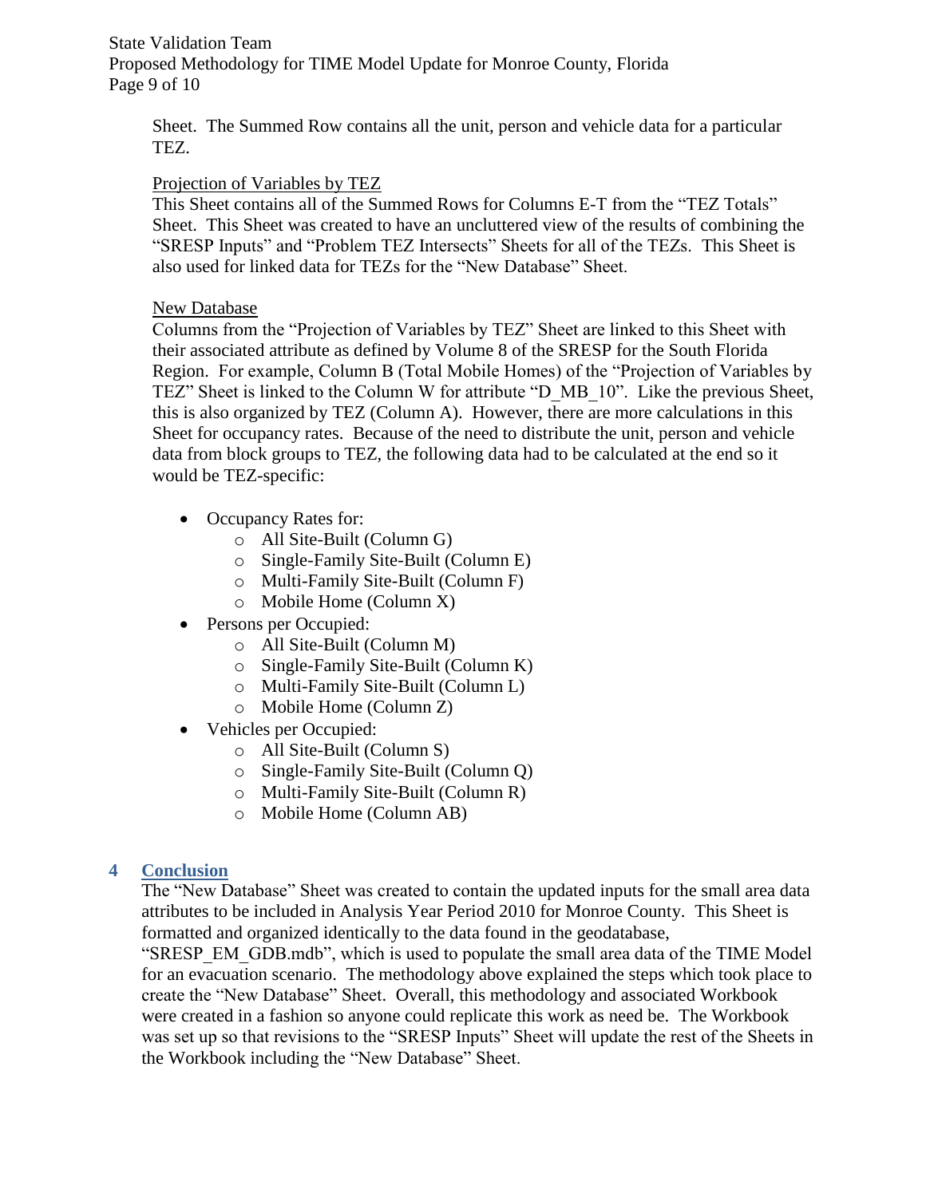Sheet. The Summed Row contains all the unit, person and vehicle data for a particular TEZ.

Projection of Variables by TEZ

This Sheet contains all of the Summed Rows for Columns E-T from the "TEZ Totals" Sheet. This Sheet was created to have an uncluttered view of the results of combining the "SRESP Inputs" and "Problem TEZ Intersects" Sheets for all of the TEZs. This Sheet is also used for linked data for TEZs for the "New Database" Sheet.

New Database

Columns from the "Projection of Variables by TEZ" Sheet are linked to this Sheet with their associated attribute as defined by Volume 8 of the SRESP for the South Florida Region. For example, Column B (Total Mobile Homes) of the "Projection of Variables by TEZ" Sheet is linked to the Column W for attribute "D_MB_10". Like the previous Sheet, this is also organized by TEZ (Column A). However, there are more calculations in this Sheet for occupancy rates. Because of the need to distribute the unit, person and vehicle data from block groups to TEZ, the following data had to be calculated at the end so it would be TEZ-specific:

- Occupancy Rates for:
  - All Site-Built (Column G)
  - Single-Family Site-Built (Column E)
  - Multi-Family Site-Built (Column F)
  - Mobile Home (Column X)
- Persons per Occupied:
  - All Site-Built (Column M)
  - Single-Family Site-Built (Column K)
  - Multi-Family Site-Built (Column L)
  - Mobile Home (Column Z)
- Vehicles per Occupied:
  - All Site-Built (Column S)
  - Single-Family Site-Built (Column Q)
  - Multi-Family Site-Built (Column R)
  - Mobile Home (Column AB)

# 4 Conclusion

The "New Database" Sheet was created to contain the updated inputs for the small area data attributes to be included in Analysis Year Period 2010 for Monroe County. This Sheet is formatted and organized identically to the data found in the geodatabase, "SRESP_EM_GDB.mdb", which is used to populate the small area data of the TIME Model for an evacuation scenario. The methodology above explained the steps which took place to create the "New Database" Sheet. Overall, this methodology and associated Workbook were created in a fashion so anyone could replicate this work as need be. The Workbook was set up so that revisions to the "SRESP Inputs" Sheet will update the rest of the Sheets in the Workbook including the "New Database" Sheet.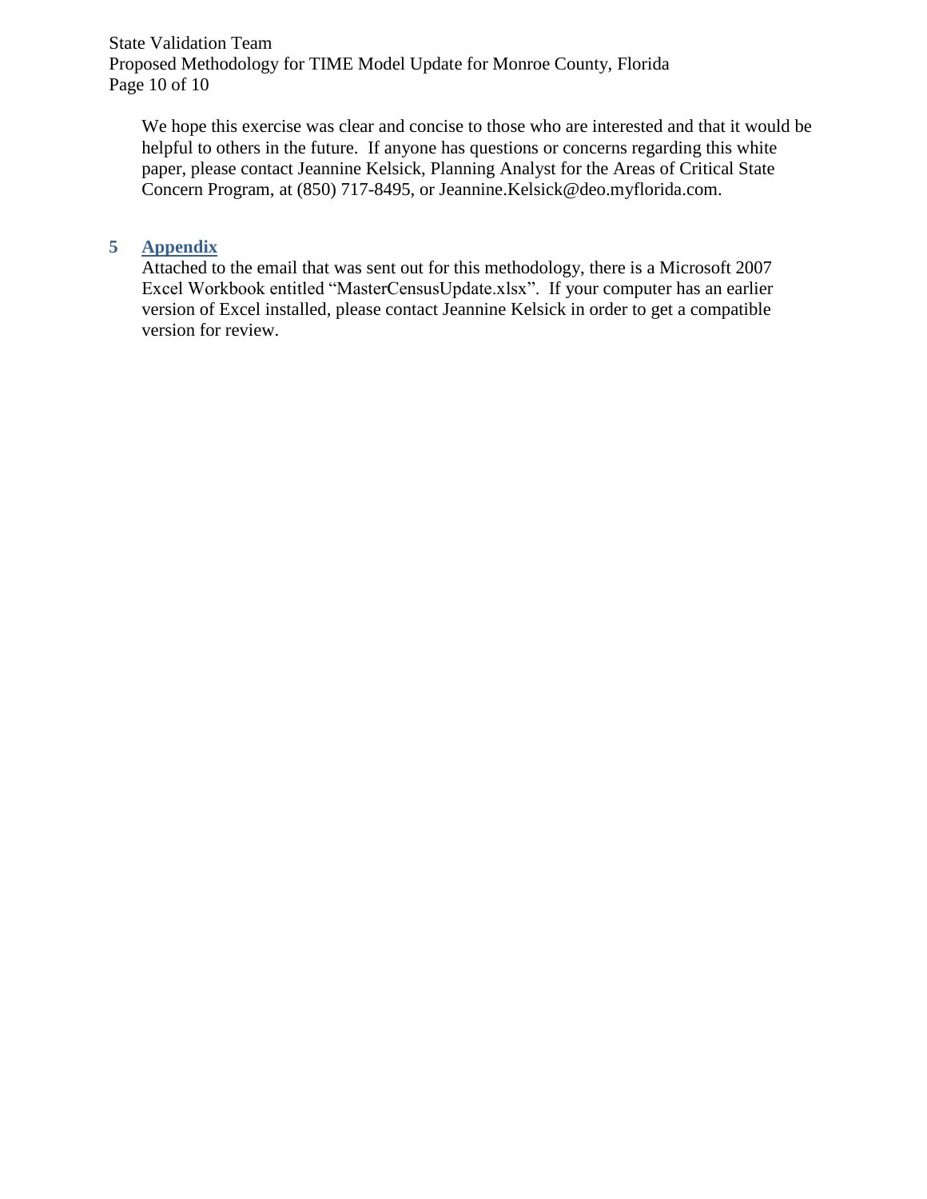We hope this exercise was clear and concise to those who are interested and that it would be helpful to others in the future. If anyone has questions or concerns regarding this white paper, please contact Jeannine Kelsick, Planning Analyst for the Areas of Critical State Concern Program, at (850) 717-8495, or Jeannine.Kelsick@deo.myflorida.com.

## 5 Appendix

Attached to the email that was sent out for this methodology, there is a Microsoft 2007 Excel Workbook entitled "MasterCensusUpdate.xlsx". If your computer has an earlier version of Excel installed, please contact Jeannine Kelsick in order to get a compatible version for review.